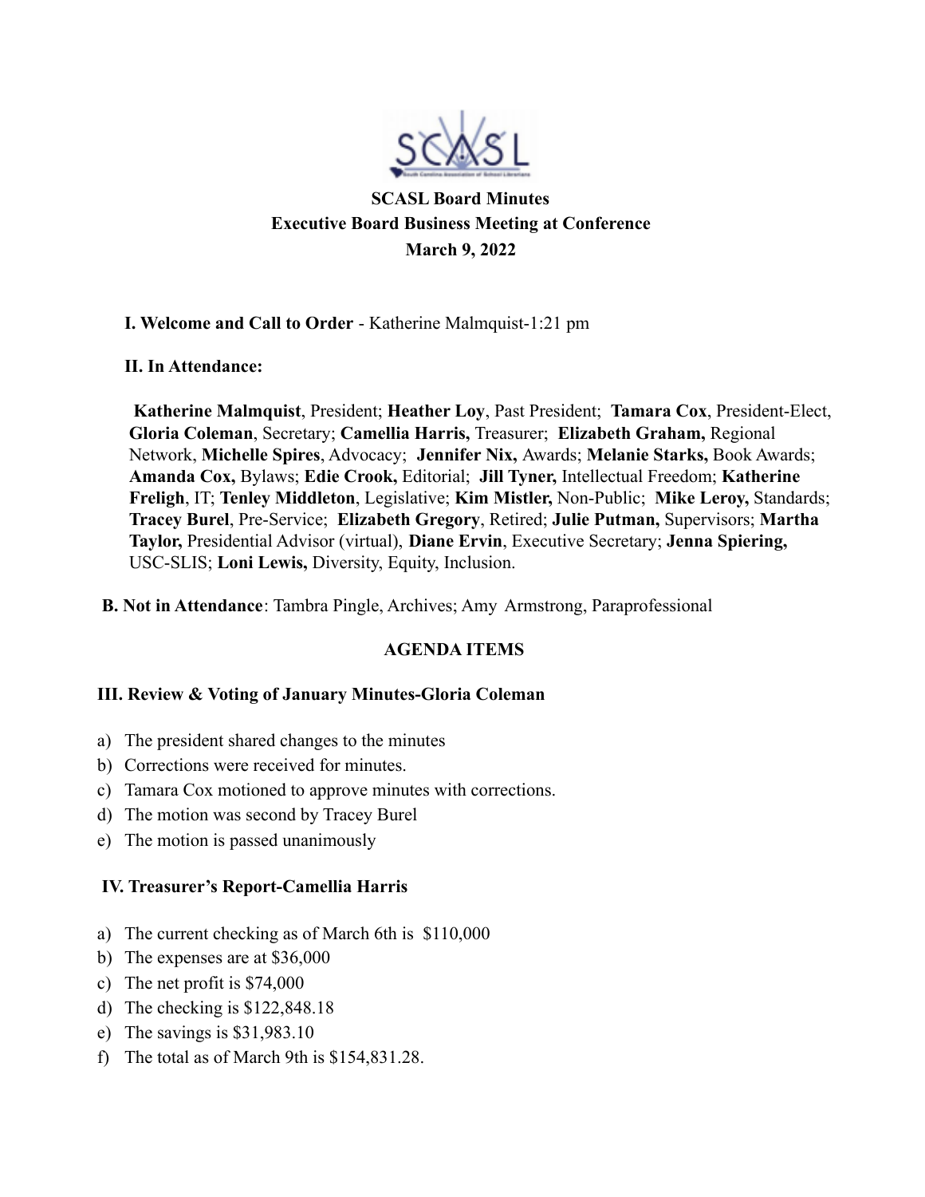**SCASL Board Minutes**
**Executive Board Business Meeting at Conference**
**March 9, 2022**

**I. Welcome and Call to Order** - Katherine Malmquist-1:21 pm

**II. In Attendance:**

**Katherine Malmquist**, President; **Heather Loy**, Past President; **Tamara Cox**, President-Elect, **Gloria Coleman**, Secretary; **Camellia Harris,** Treasurer; **Elizabeth Graham,** Regional Network, **Michelle Spires**, Advocacy; **Jennifer Nix,** Awards; **Melanie Starks,** Book Awards; **Amanda Cox,** Bylaws; **Edie Crook,** Editorial; **Jill Tyner,** Intellectual Freedom; **Katherine Freligh**, IT; **Tenley Middleton**, Legislative; **Kim Mistler,** Non-Public; **Mike Leroy,** Standards; **Tracey Burel**, Pre-Service; **Elizabeth Gregory**, Retired; **Julie Putman,** Supervisors; **Martha Taylor,** Presidential Advisor (virtual), **Diane Ervin**, Executive Secretary; **Jenna Spiering,** USC-SLIS; **Loni Lewis,** Diversity, Equity, Inclusion.

**B. Not in Attendance**: Tambra Pingle, Archives; Amy Armstrong, Paraprofessional

**AGENDA ITEMS**

**III. Review & Voting of January Minutes-Gloria Coleman**

a) The president shared changes to the minutes
b) Corrections were received for minutes.
c) Tamara Cox motioned to approve minutes with corrections.
d) The motion was second by Tracey Burel
e) The motion is passed unanimously

**IV. Treasurer's Report-Camellia Harris**

a) The current checking as of March 6th is $110,000
b) The expenses are at $36,000
c) The net profit is $74,000
d) The checking is $122,848.18
e) The savings is $31,983.10
f) The total as of March 9th is $154,831.28.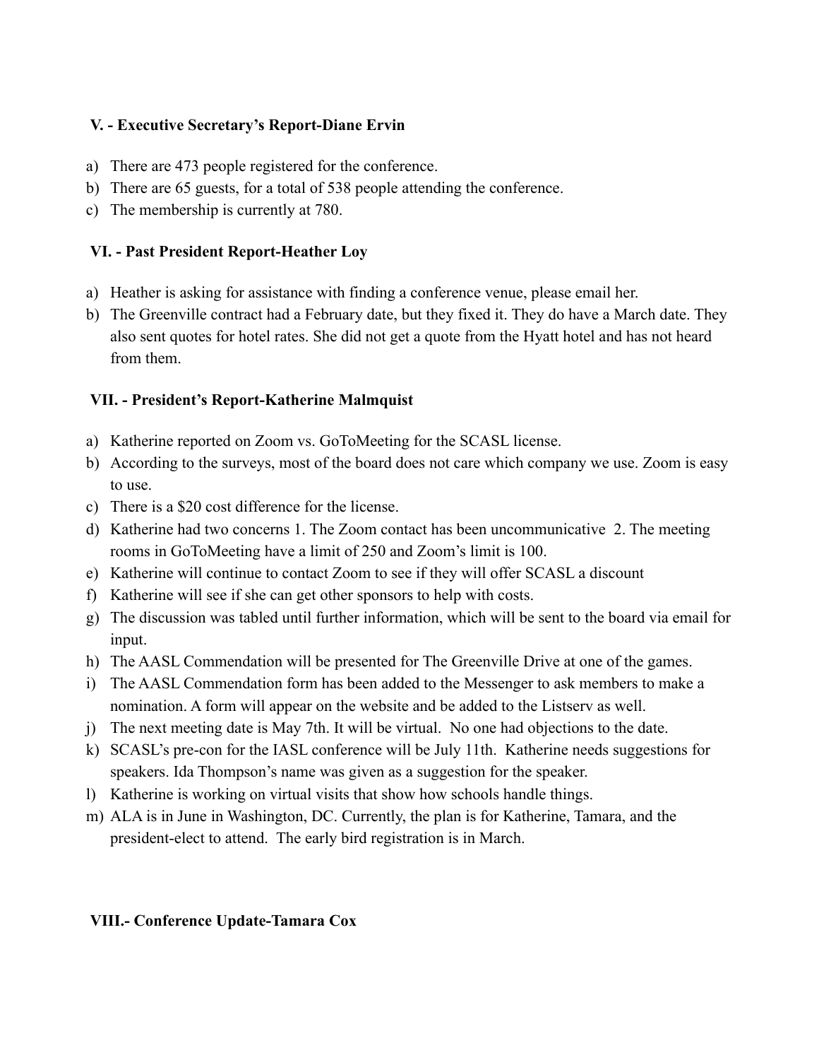**V. - Executive Secretary's Report-Diane Ervin**

a) There are 473 people registered for the conference.
b) There are 65 guests, for a total of 538 people attending the conference.
c) The membership is currently at 780.

**VI. - Past President Report-Heather Loy**

a) Heather is asking for assistance with finding a conference venue, please email her.
b) The Greenville contract had a February date, but they fixed it. They do have a March date. They also sent quotes for hotel rates. She did not get a quote from the Hyatt hotel and has not heard from them.

**VII. - President's Report-Katherine Malmquist**

a) Katherine reported on Zoom vs. GoToMeeting for the SCASL license.
b) According to the surveys, most of the board does not care which company we use. Zoom is easy to use.
c) There is a $20 cost difference for the license.
d) Katherine had two concerns 1. The Zoom contact has been uncommunicative 2. The meeting rooms in GoToMeeting have a limit of 250 and Zoom's limit is 100.
e) Katherine will continue to contact Zoom to see if they will offer SCASL a discount
f) Katherine will see if she can get other sponsors to help with costs.
g) The discussion was tabled until further information, which will be sent to the board via email for input.
h) The AASL Commendation will be presented for The Greenville Drive at one of the games.
i) The AASL Commendation form has been added to the Messenger to ask members to make a nomination. A form will appear on the website and be added to the Listserv as well.
j) The next meeting date is May 7th. It will be virtual. No one had objections to the date.
k) SCASL's pre-con for the IASL conference will be July 11th. Katherine needs suggestions for speakers. Ida Thompson's name was given as a suggestion for the speaker.
l) Katherine is working on virtual visits that show how schools handle things.
m) ALA is in June in Washington, DC. Currently, the plan is for Katherine, Tamara, and the president-elect to attend. The early bird registration is in March.

**VIII.- Conference Update-Tamara Cox**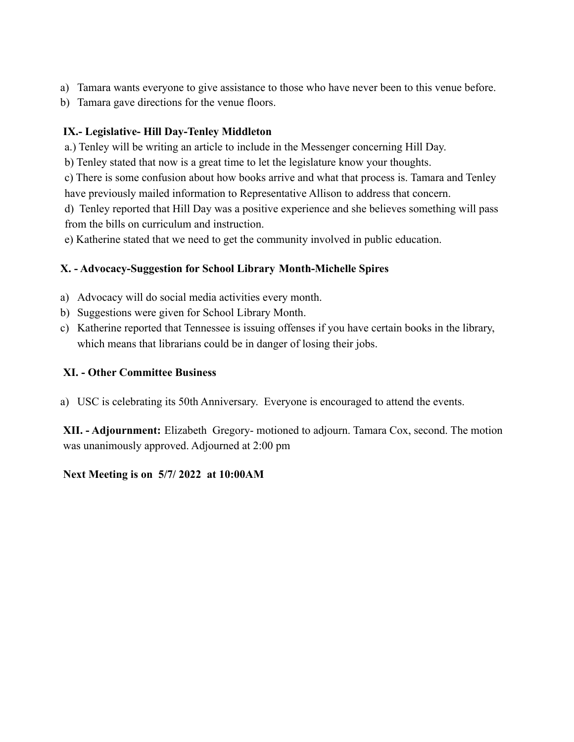a) Tamara wants everyone to give assistance to those who have never been to this venue before.
b) Tamara gave directions for the venue floors.

**IX.- Legislative- Hill Day-Tenley Middleton**

a.) Tenley will be writing an article to include in the Messenger concerning Hill Day.
b) Tenley stated that now is a great time to let the legislature know your thoughts.
c) There is some confusion about how books arrive and what that process is. Tamara and Tenley have previously mailed information to Representative Allison to address that concern.
d) Tenley reported that Hill Day was a positive experience and she believes something will pass from the bills on curriculum and instruction.
e) Katherine stated that we need to get the community involved in public education.

**X. - Advocacy-Suggestion for School Library Month-Michelle Spires**

a) Advocacy will do social media activities every month.
b) Suggestions were given for School Library Month.
c) Katherine reported that Tennessee is issuing offenses if you have certain books in the library, which means that librarians could be in danger of losing their jobs.

**XI. - Other Committee Business**

a) USC is celebrating its 50th Anniversary. Everyone is encouraged to attend the events.

**XII. - Adjournment:** Elizabeth Gregory- motioned to adjourn. Tamara Cox, second. The motion was unanimously approved. Adjourned at 2:00 pm

**Next Meeting is on 5/7/ 2022 at 10:00AM**